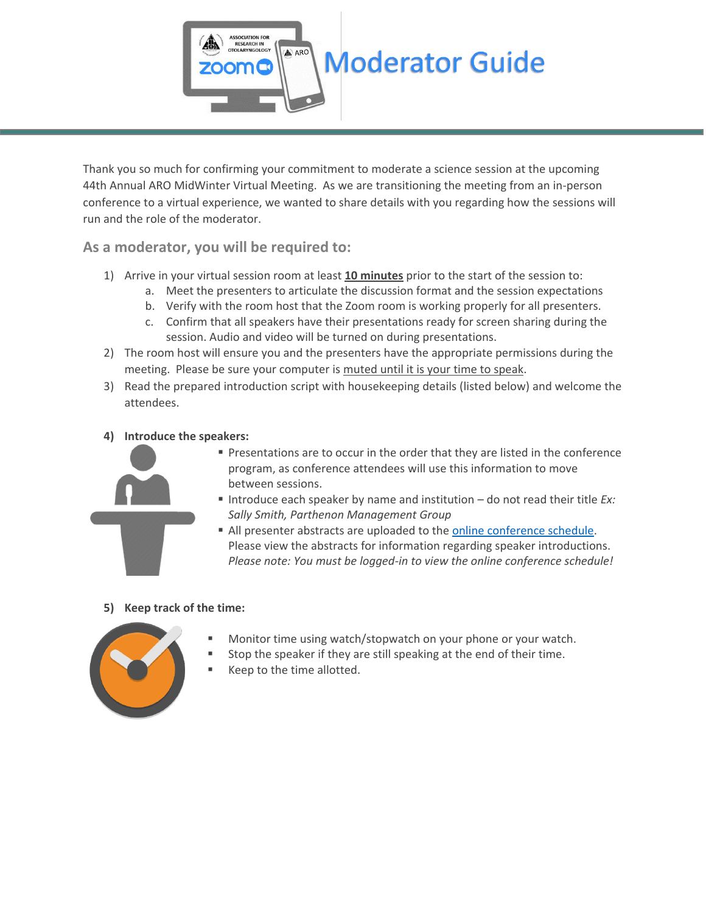# Moderator Guide

Thank you so much for confirming your commitment to moderate a science session at the upcoming 44th Annual ARO MidWinter Virtual Meeting. As we are transitioning the meeting from an in-person conference to a virtual experience, we wanted to share details with you regarding how the sessions will run and the role of the moderator.

## As a moderator, you will be required to:

1) Arrive in your virtual session room at least **10 minutes** prior to the start of the session to:
   a. Meet the presenters to articulate the discussion format and the session expectations
   b. Verify with the room host that the Zoom room is working properly for all presenters.
   c. Confirm that all speakers have their presentations ready for screen sharing during the session. Audio and video will be turned on during presentations.
2) The room host will ensure you and the presenters have the appropriate permissions during the meeting. Please be sure your computer is muted until it is your time to speak.
3) Read the prepared introduction script with housekeeping details (listed below) and welcome the attendees.

**4) Introduce the speakers:**

- Presentations are to occur in the order that they are listed in the conference program, as conference attendees will use this information to move between sessions.
- Introduce each speaker by name and institution – do not read their title *Ex: Sally Smith, Parthenon Management Group*
- All presenter abstracts are uploaded to the online conference schedule. Please view the abstracts for information regarding speaker introductions. *Please note: You must be logged-in to view the online conference schedule!*

**5) Keep track of the time:**

- Monitor time using watch/stopwatch on your phone or your watch.
- Stop the speaker if they are still speaking at the end of their time.
- Keep to the time allotted.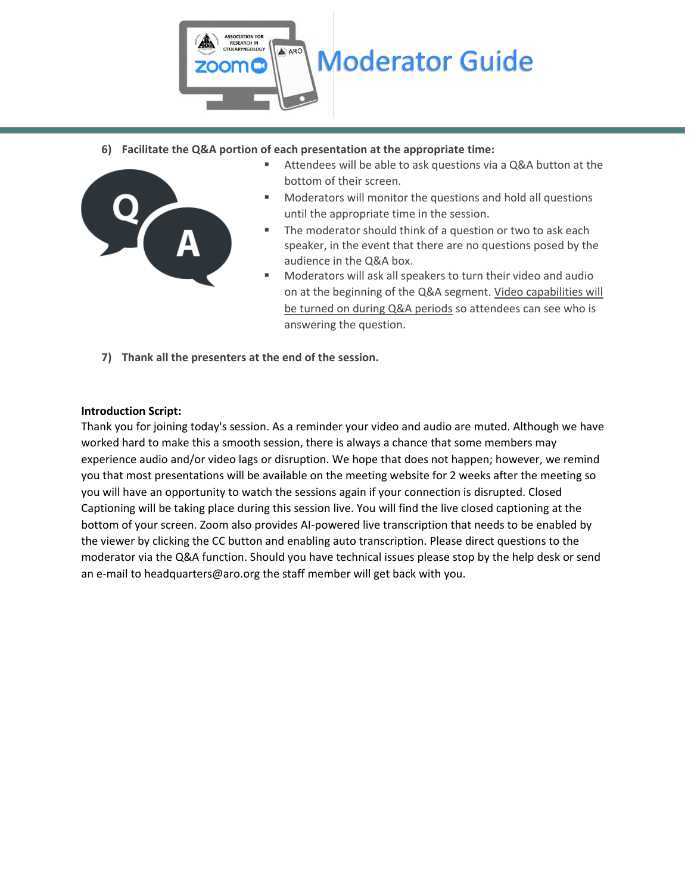6) **Facilitate the Q&A portion of each presentation at the appropriate time:**
   - Attendees will be able to ask questions via a Q&A button at the bottom of their screen.
   - Moderators will monitor the questions and hold all questions until the appropriate time in the session.
   - The moderator should think of a question or two to ask each speaker, in the event that there are no questions posed by the audience in the Q&A box.
   - Moderators will ask all speakers to turn their video and audio on at the beginning of the Q&A segment. Video capabilities will be turned on during Q&A periods so attendees can see who is answering the question.

7) **Thank all the presenters at the end of the session.**

**Introduction Script:**

Thank you for joining today's session. As a reminder your video and audio are muted. Although we have worked hard to make this a smooth session, there is always a chance that some members may experience audio and/or video lags or disruption. We hope that does not happen; however, we remind you that most presentations will be available on the meeting website for 2 weeks after the meeting so you will have an opportunity to watch the sessions again if your connection is disrupted. Closed Captioning will be taking place during this session live. You will find the live closed captioning at the bottom of your screen. Zoom also provides AI-powered live transcription that needs to be enabled by the viewer by clicking the CC button and enabling auto transcription. Please direct questions to the moderator via the Q&A function. Should you have technical issues please stop by the help desk or send an e-mail to headquarters@aro.org the staff member will get back with you.